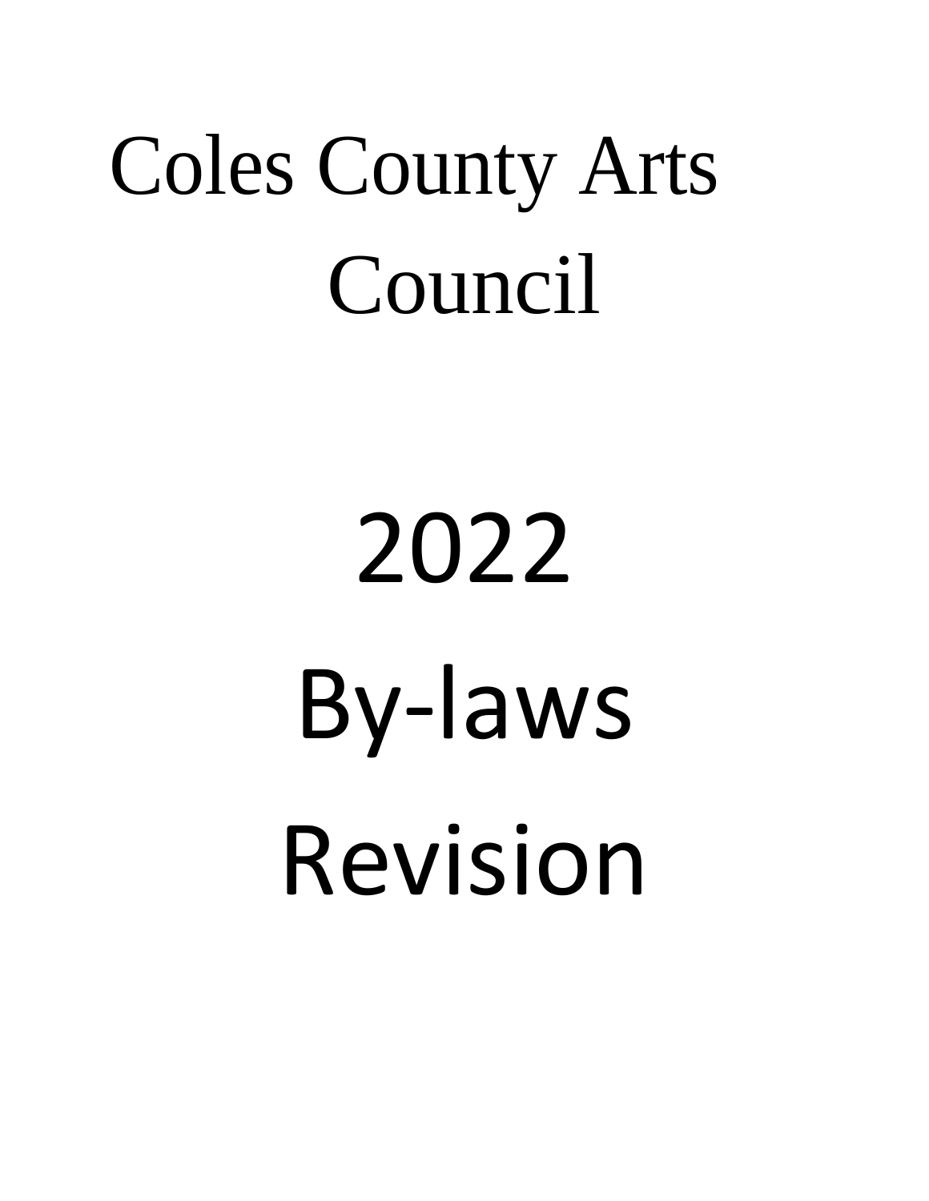# Coles County Arts Council

# 2022

# By-laws

# Revision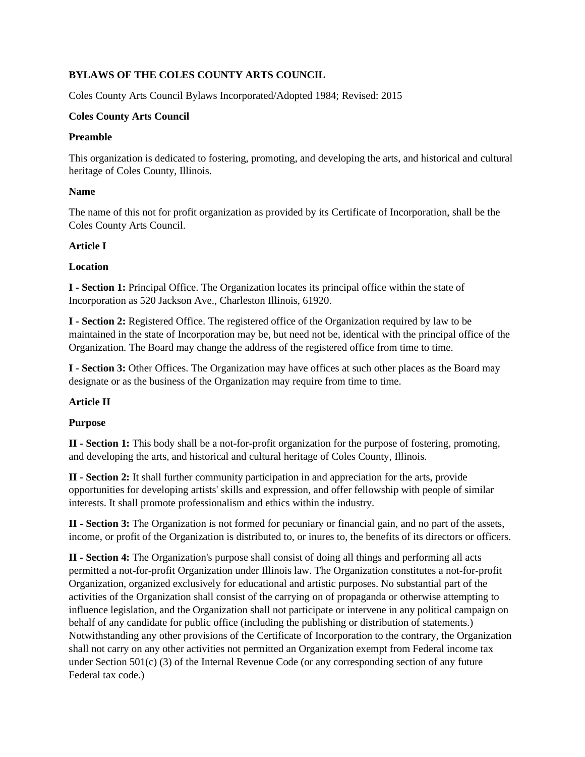**BYLAWS OF THE COLES COUNTY ARTS COUNCIL**

Coles County Arts Council Bylaws Incorporated/Adopted 1984; Revised: 2015

**Coles County Arts Council**

**Preamble**

This organization is dedicated to fostering, promoting, and developing the arts, and historical and cultural heritage of Coles County, Illinois.

**Name**

The name of this not for profit organization as provided by its Certificate of Incorporation, shall be the Coles County Arts Council.

**Article I**

**Location**

**I - Section 1:** Principal Office. The Organization locates its principal office within the state of Incorporation as 520 Jackson Ave., Charleston Illinois, 61920.

**I - Section 2:** Registered Office. The registered office of the Organization required by law to be maintained in the state of Incorporation may be, but need not be, identical with the principal office of the Organization. The Board may change the address of the registered office from time to time.

**I - Section 3:** Other Offices. The Organization may have offices at such other places as the Board may designate or as the business of the Organization may require from time to time.

**Article II**

**Purpose**

**II - Section 1:** This body shall be a not-for-profit organization for the purpose of fostering, promoting, and developing the arts, and historical and cultural heritage of Coles County, Illinois.

**II - Section 2:** It shall further community participation in and appreciation for the arts, provide opportunities for developing artists' skills and expression, and offer fellowship with people of similar interests. It shall promote professionalism and ethics within the industry.

**II - Section 3:** The Organization is not formed for pecuniary or financial gain, and no part of the assets, income, or profit of the Organization is distributed to, or inures to, the benefits of its directors or officers.

**II - Section 4:** The Organization's purpose shall consist of doing all things and performing all acts permitted a not-for-profit Organization under Illinois law. The Organization constitutes a not-for-profit Organization, organized exclusively for educational and artistic purposes. No substantial part of the activities of the Organization shall consist of the carrying on of propaganda or otherwise attempting to influence legislation, and the Organization shall not participate or intervene in any political campaign on behalf of any candidate for public office (including the publishing or distribution of statements.) Notwithstanding any other provisions of the Certificate of Incorporation to the contrary, the Organization shall not carry on any other activities not permitted an Organization exempt from Federal income tax under Section 501(c) (3) of the Internal Revenue Code (or any corresponding section of any future Federal tax code.)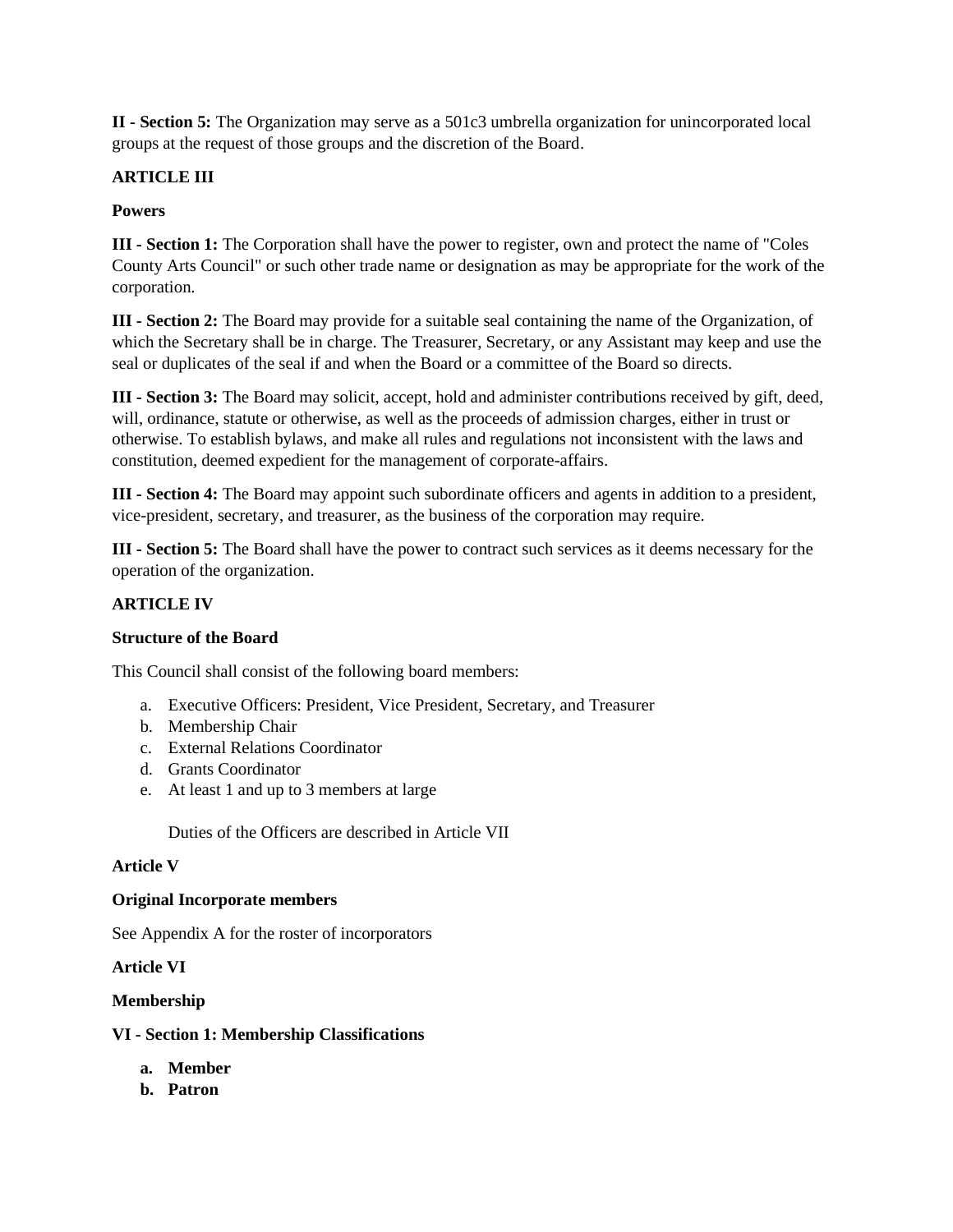**II - Section 5:** The Organization may serve as a 501c3 umbrella organization for unincorporated local groups at the request of those groups and the discretion of the Board.

**ARTICLE III**

**Powers**

**III - Section 1:** The Corporation shall have the power to register, own and protect the name of "Coles County Arts Council" or such other trade name or designation as may be appropriate for the work of the corporation.

**III - Section 2:** The Board may provide for a suitable seal containing the name of the Organization, of which the Secretary shall be in charge. The Treasurer, Secretary, or any Assistant may keep and use the seal or duplicates of the seal if and when the Board or a committee of the Board so directs.

**III - Section 3:** The Board may solicit, accept, hold and administer contributions received by gift, deed, will, ordinance, statute or otherwise, as well as the proceeds of admission charges, either in trust or otherwise. To establish bylaws, and make all rules and regulations not inconsistent with the laws and constitution, deemed expedient for the management of corporate-affairs.

**III - Section 4:** The Board may appoint such subordinate officers and agents in addition to a president, vice-president, secretary, and treasurer, as the business of the corporation may require.

**III - Section 5:** The Board shall have the power to contract such services as it deems necessary for the operation of the organization.

**ARTICLE IV**

**Structure of the Board**

This Council shall consist of the following board members:

a. Executive Officers: President, Vice President, Secretary, and Treasurer
b. Membership Chair
c. External Relations Coordinator
d. Grants Coordinator
e. At least 1 and up to 3 members at large

Duties of the Officers are described in Article VII

**Article V**

**Original Incorporate members**

See Appendix A for the roster of incorporators

**Article VI**

**Membership**

**VI - Section 1: Membership Classifications**

**a. Member**
**b. Patron**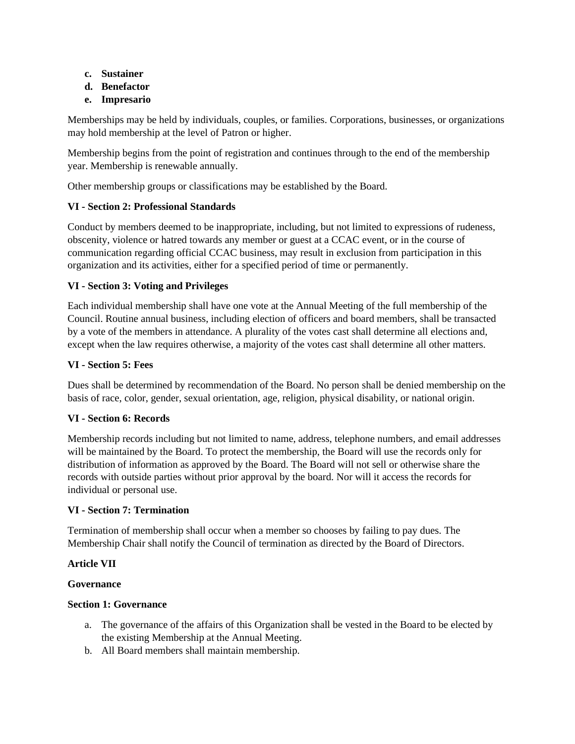c. **Sustainer**
d. **Benefactor**
e. **Impresario**

Memberships may be held by individuals, couples, or families. Corporations, businesses, or organizations may hold membership at the level of Patron or higher.

Membership begins from the point of registration and continues through to the end of the membership year. Membership is renewable annually.

Other membership groups or classifications may be established by the Board.

**VI - Section 2: Professional Standards**

Conduct by members deemed to be inappropriate, including, but not limited to expressions of rudeness, obscenity, violence or hatred towards any member or guest at a CCAC event, or in the course of communication regarding official CCAC business, may result in exclusion from participation in this organization and its activities, either for a specified period of time or permanently.

**VI - Section 3: Voting and Privileges**

Each individual membership shall have one vote at the Annual Meeting of the full membership of the Council. Routine annual business, including election of officers and board members, shall be transacted by a vote of the members in attendance. A plurality of the votes cast shall determine all elections and, except when the law requires otherwise, a majority of the votes cast shall determine all other matters.

**VI - Section 5: Fees**

Dues shall be determined by recommendation of the Board. No person shall be denied membership on the basis of race, color, gender, sexual orientation, age, religion, physical disability, or national origin.

**VI - Section 6: Records**

Membership records including but not limited to name, address, telephone numbers, and email addresses will be maintained by the Board. To protect the membership, the Board will use the records only for distribution of information as approved by the Board. The Board will not sell or otherwise share the records with outside parties without prior approval by the board. Nor will it access the records for individual or personal use.

**VI - Section 7: Termination**

Termination of membership shall occur when a member so chooses by failing to pay dues. The Membership Chair shall notify the Council of termination as directed by the Board of Directors.

**Article VII**

**Governance**

**Section 1: Governance**

a. The governance of the affairs of this Organization shall be vested in the Board to be elected by the existing Membership at the Annual Meeting.
b. All Board members shall maintain membership.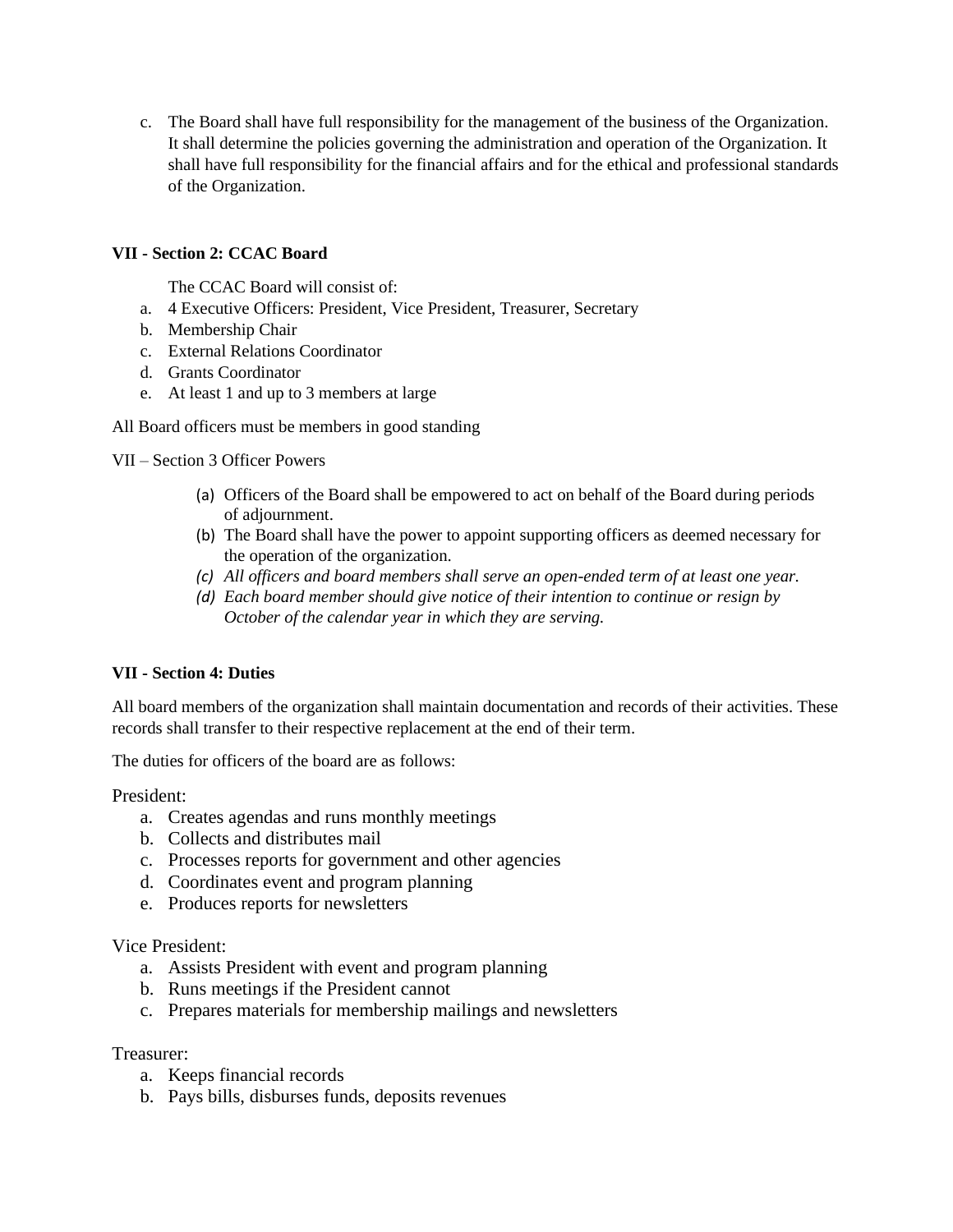c. The Board shall have full responsibility for the management of the business of the Organization. It shall determine the policies governing the administration and operation of the Organization. It shall have full responsibility for the financial affairs and for the ethical and professional standards of the Organization.

**VII - Section 2: CCAC Board**

The CCAC Board will consist of:

a. 4 Executive Officers: President, Vice President, Treasurer, Secretary
b. Membership Chair
c. External Relations Coordinator
d. Grants Coordinator
e. At least 1 and up to 3 members at large

All Board officers must be members in good standing

VII – Section 3 Officer Powers

(a) Officers of the Board shall be empowered to act on behalf of the Board during periods of adjournment.
(b) The Board shall have the power to appoint supporting officers as deemed necessary for the operation of the organization.
*(c) All officers and board members shall serve an open-ended term of at least one year.*
*(d) Each board member should give notice of their intention to continue or resign by October of the calendar year in which they are serving.*

**VII - Section 4: Duties**

All board members of the organization shall maintain documentation and records of their activities. These records shall transfer to their respective replacement at the end of their term.

The duties for officers of the board are as follows:

President:

a. Creates agendas and runs monthly meetings
b. Collects and distributes mail
c. Processes reports for government and other agencies
d. Coordinates event and program planning
e. Produces reports for newsletters

Vice President:

a. Assists President with event and program planning
b. Runs meetings if the President cannot
c. Prepares materials for membership mailings and newsletters

Treasurer:

a. Keeps financial records
b. Pays bills, disburses funds, deposits revenues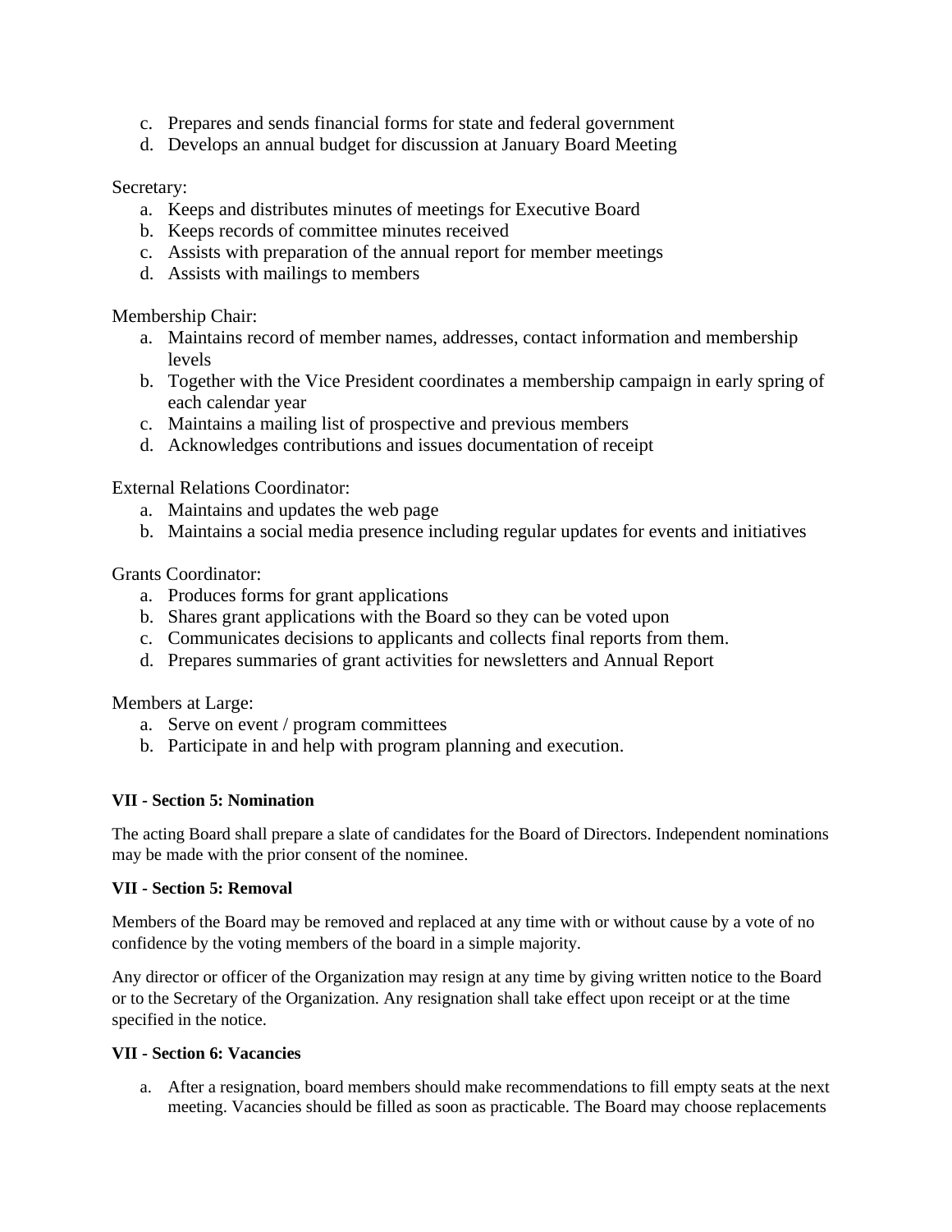c. Prepares and sends financial forms for state and federal government
d. Develops an annual budget for discussion at January Board Meeting

Secretary:

a. Keeps and distributes minutes of meetings for Executive Board
b. Keeps records of committee minutes received
c. Assists with preparation of the annual report for member meetings
d. Assists with mailings to members

Membership Chair:

a. Maintains record of member names, addresses, contact information and membership levels
b. Together with the Vice President coordinates a membership campaign in early spring of each calendar year
c. Maintains a mailing list of prospective and previous members
d. Acknowledges contributions and issues documentation of receipt

External Relations Coordinator:

a. Maintains and updates the web page
b. Maintains a social media presence including regular updates for events and initiatives

Grants Coordinator:

a. Produces forms for grant applications
b. Shares grant applications with the Board so they can be voted upon
c. Communicates decisions to applicants and collects final reports from them.
d. Prepares summaries of grant activities for newsletters and Annual Report

Members at Large:

a. Serve on event / program committees
b. Participate in and help with program planning and execution.

**VII - Section 5: Nomination**

The acting Board shall prepare a slate of candidates for the Board of Directors. Independent nominations may be made with the prior consent of the nominee.

**VII - Section 5: Removal**

Members of the Board may be removed and replaced at any time with or without cause by a vote of no confidence by the voting members of the board in a simple majority.

Any director or officer of the Organization may resign at any time by giving written notice to the Board or to the Secretary of the Organization. Any resignation shall take effect upon receipt or at the time specified in the notice.

**VII - Section 6: Vacancies**

a. After a resignation, board members should make recommendations to fill empty seats at the next meeting. Vacancies should be filled as soon as practicable. The Board may choose replacements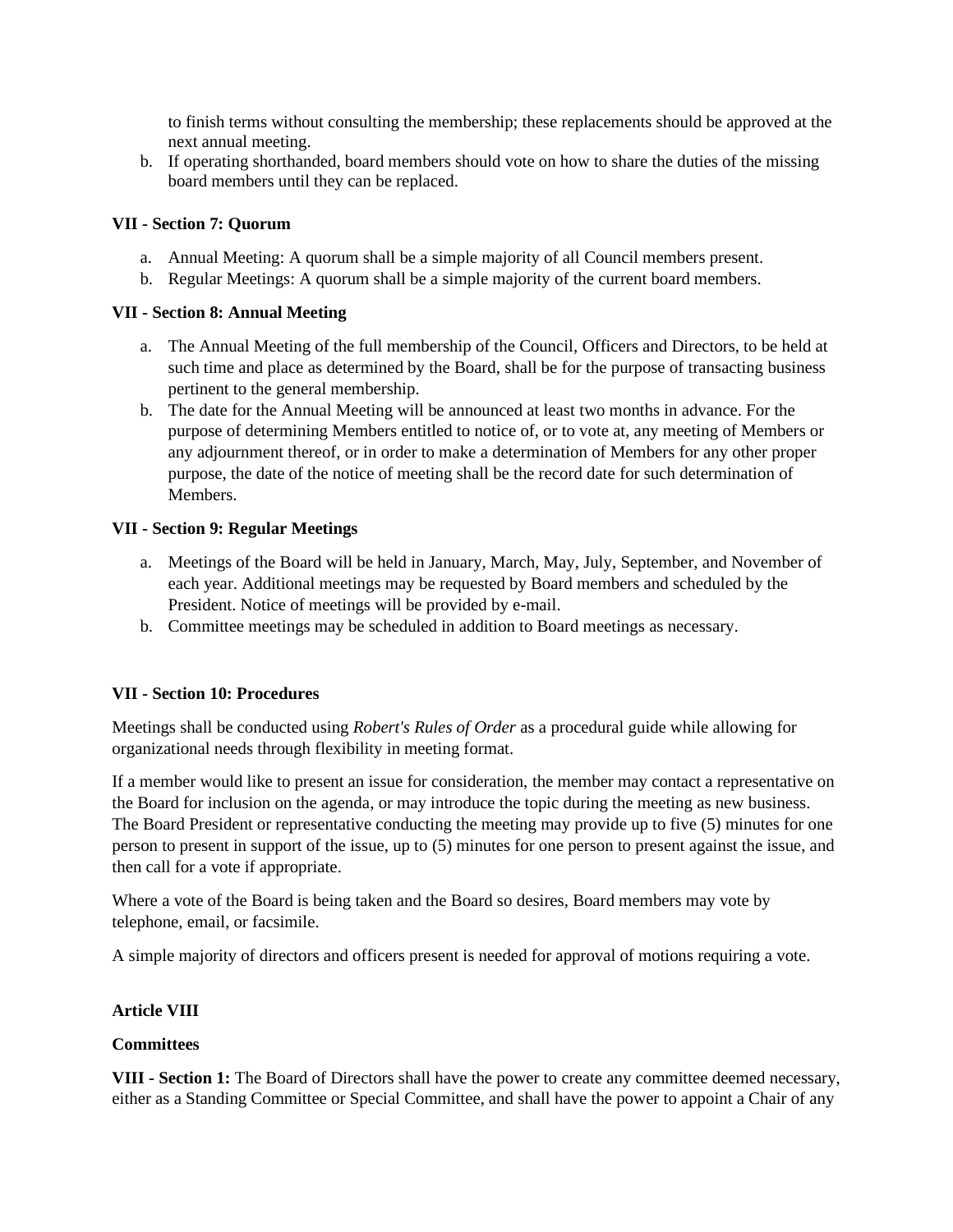to finish terms without consulting the membership; these replacements should be approved at the next annual meeting.

b. If operating shorthanded, board members should vote on how to share the duties of the missing board members until they can be replaced.

**VII - Section 7: Quorum**

a. Annual Meeting: A quorum shall be a simple majority of all Council members present.
b. Regular Meetings: A quorum shall be a simple majority of the current board members.

**VII - Section 8: Annual Meeting**

a. The Annual Meeting of the full membership of the Council, Officers and Directors, to be held at such time and place as determined by the Board, shall be for the purpose of transacting business pertinent to the general membership.
b. The date for the Annual Meeting will be announced at least two months in advance. For the purpose of determining Members entitled to notice of, or to vote at, any meeting of Members or any adjournment thereof, or in order to make a determination of Members for any other proper purpose, the date of the notice of meeting shall be the record date for such determination of Members.

**VII - Section 9: Regular Meetings**

a. Meetings of the Board will be held in January, March, May, July, September, and November of each year. Additional meetings may be requested by Board members and scheduled by the President. Notice of meetings will be provided by e-mail.
b. Committee meetings may be scheduled in addition to Board meetings as necessary.

**VII - Section 10: Procedures**

Meetings shall be conducted using *Robert's Rules of Order* as a procedural guide while allowing for organizational needs through flexibility in meeting format.

If a member would like to present an issue for consideration, the member may contact a representative on the Board for inclusion on the agenda, or may introduce the topic during the meeting as new business. The Board President or representative conducting the meeting may provide up to five (5) minutes for one person to present in support of the issue, up to (5) minutes for one person to present against the issue, and then call for a vote if appropriate.

Where a vote of the Board is being taken and the Board so desires, Board members may vote by telephone, email, or facsimile.

A simple majority of directors and officers present is needed for approval of motions requiring a vote.

**Article VIII**

**Committees**

**VIII - Section 1:** The Board of Directors shall have the power to create any committee deemed necessary, either as a Standing Committee or Special Committee, and shall have the power to appoint a Chair of any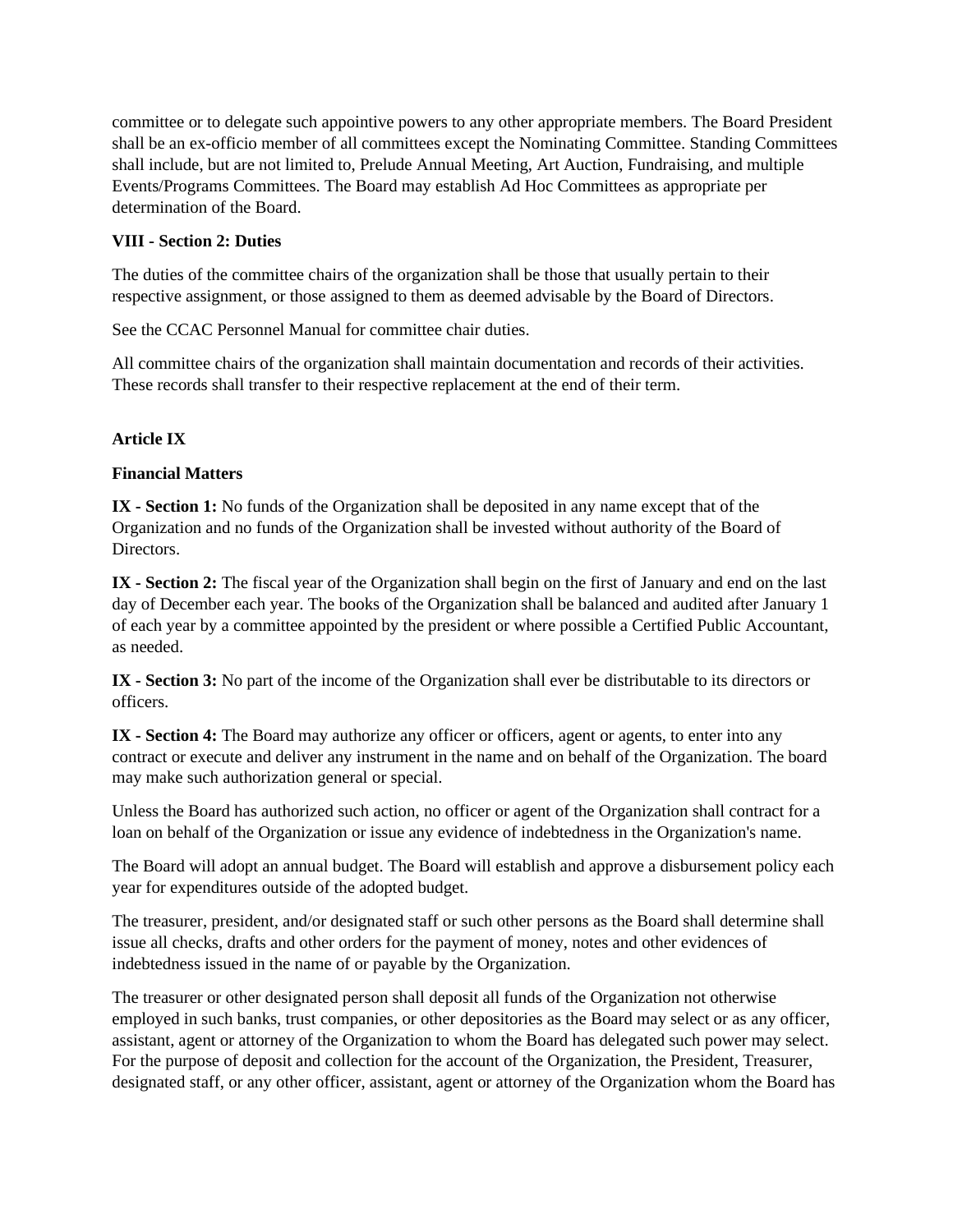committee or to delegate such appointive powers to any other appropriate members. The Board President shall be an ex-officio member of all committees except the Nominating Committee. Standing Committees shall include, but are not limited to, Prelude Annual Meeting, Art Auction, Fundraising, and multiple Events/Programs Committees. The Board may establish Ad Hoc Committees as appropriate per determination of the Board.

**VIII - Section 2: Duties**

The duties of the committee chairs of the organization shall be those that usually pertain to their respective assignment, or those assigned to them as deemed advisable by the Board of Directors.

See the CCAC Personnel Manual for committee chair duties.

All committee chairs of the organization shall maintain documentation and records of their activities. These records shall transfer to their respective replacement at the end of their term.

**Article IX**

**Financial Matters**

**IX - Section 1:** No funds of the Organization shall be deposited in any name except that of the Organization and no funds of the Organization shall be invested without authority of the Board of Directors.

**IX - Section 2:** The fiscal year of the Organization shall begin on the first of January and end on the last day of December each year. The books of the Organization shall be balanced and audited after January 1 of each year by a committee appointed by the president or where possible a Certified Public Accountant, as needed.

**IX - Section 3:** No part of the income of the Organization shall ever be distributable to its directors or officers.

**IX - Section 4:** The Board may authorize any officer or officers, agent or agents, to enter into any contract or execute and deliver any instrument in the name and on behalf of the Organization. The board may make such authorization general or special.

Unless the Board has authorized such action, no officer or agent of the Organization shall contract for a loan on behalf of the Organization or issue any evidence of indebtedness in the Organization's name.

The Board will adopt an annual budget. The Board will establish and approve a disbursement policy each year for expenditures outside of the adopted budget.

The treasurer, president, and/or designated staff or such other persons as the Board shall determine shall issue all checks, drafts and other orders for the payment of money, notes and other evidences of indebtedness issued in the name of or payable by the Organization.

The treasurer or other designated person shall deposit all funds of the Organization not otherwise employed in such banks, trust companies, or other depositories as the Board may select or as any officer, assistant, agent or attorney of the Organization to whom the Board has delegated such power may select. For the purpose of deposit and collection for the account of the Organization, the President, Treasurer, designated staff, or any other officer, assistant, agent or attorney of the Organization whom the Board has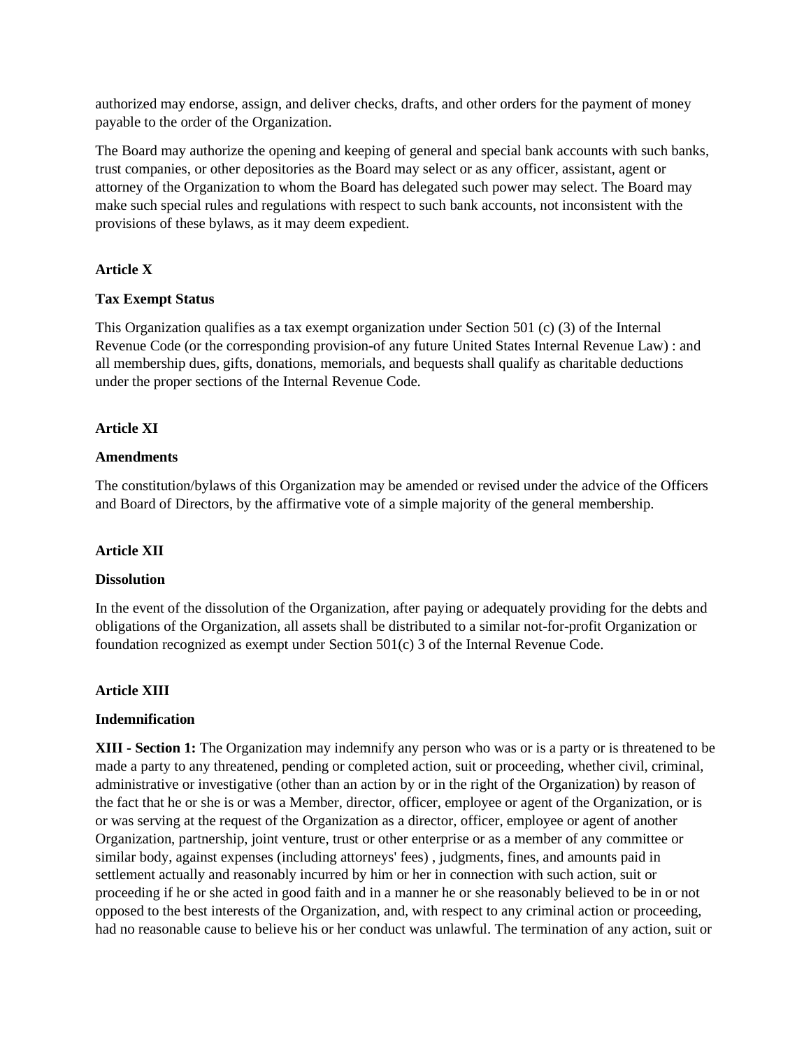authorized may endorse, assign, and deliver checks, drafts, and other orders for the payment of money payable to the order of the Organization.

The Board may authorize the opening and keeping of general and special bank accounts with such banks, trust companies, or other depositories as the Board may select or as any officer, assistant, agent or attorney of the Organization to whom the Board has delegated such power may select. The Board may make such special rules and regulations with respect to such bank accounts, not inconsistent with the provisions of these bylaws, as it may deem expedient.

**Article X**

**Tax Exempt Status**

This Organization qualifies as a tax exempt organization under Section 501 (c) (3) of the Internal Revenue Code (or the corresponding provision-of any future United States Internal Revenue Law) : and all membership dues, gifts, donations, memorials, and bequests shall qualify as charitable deductions under the proper sections of the Internal Revenue Code.

**Article XI**

**Amendments**

The constitution/bylaws of this Organization may be amended or revised under the advice of the Officers and Board of Directors, by the affirmative vote of a simple majority of the general membership.

**Article XII**

**Dissolution**

In the event of the dissolution of the Organization, after paying or adequately providing for the debts and obligations of the Organization, all assets shall be distributed to a similar not-for-profit Organization or foundation recognized as exempt under Section 501(c) 3 of the Internal Revenue Code.

**Article XIII**

**Indemnification**

**XIII - Section 1:** The Organization may indemnify any person who was or is a party or is threatened to be made a party to any threatened, pending or completed action, suit or proceeding, whether civil, criminal, administrative or investigative (other than an action by or in the right of the Organization) by reason of the fact that he or she is or was a Member, director, officer, employee or agent of the Organization, or is or was serving at the request of the Organization as a director, officer, employee or agent of another Organization, partnership, joint venture, trust or other enterprise or as a member of any committee or similar body, against expenses (including attorneys' fees) , judgments, fines, and amounts paid in settlement actually and reasonably incurred by him or her in connection with such action, suit or proceeding if he or she acted in good faith and in a manner he or she reasonably believed to be in or not opposed to the best interests of the Organization, and, with respect to any criminal action or proceeding, had no reasonable cause to believe his or her conduct was unlawful. The termination of any action, suit or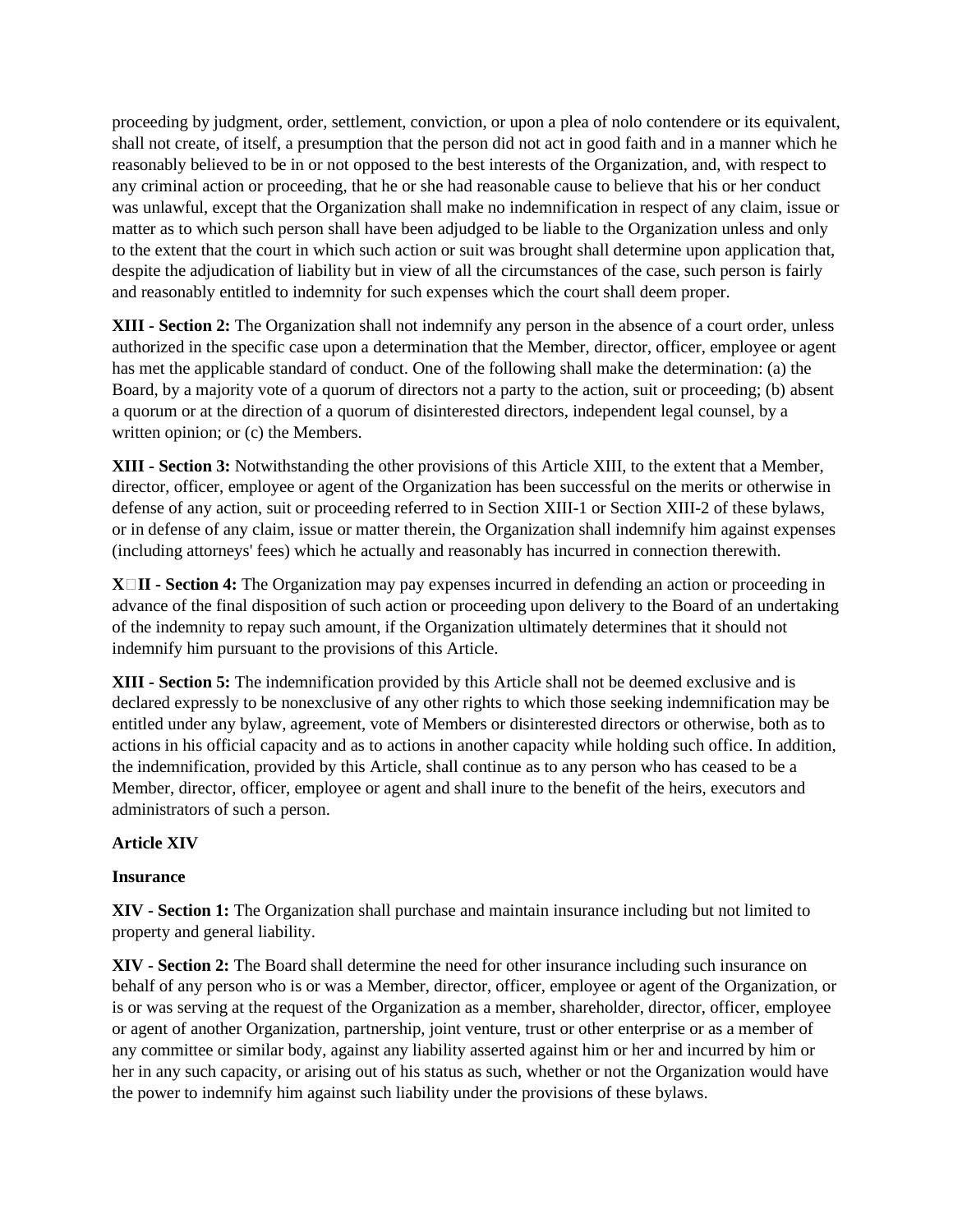proceeding by judgment, order, settlement, conviction, or upon a plea of nolo contendere or its equivalent, shall not create, of itself, a presumption that the person did not act in good faith and in a manner which he reasonably believed to be in or not opposed to the best interests of the Organization, and, with respect to any criminal action or proceeding, that he or she had reasonable cause to believe that his or her conduct was unlawful, except that the Organization shall make no indemnification in respect of any claim, issue or matter as to which such person shall have been adjudged to be liable to the Organization unless and only to the extent that the court in which such action or suit was brought shall determine upon application that, despite the adjudication of liability but in view of all the circumstances of the case, such person is fairly and reasonably entitled to indemnity for such expenses which the court shall deem proper.

**XIII - Section 2:** The Organization shall not indemnify any person in the absence of a court order, unless authorized in the specific case upon a determination that the Member, director, officer, employee or agent has met the applicable standard of conduct. One of the following shall make the determination: (a) the Board, by a majority vote of a quorum of directors not a party to the action, suit or proceeding; (b) absent a quorum or at the direction of a quorum of disinterested directors, independent legal counsel, by a written opinion; or (c) the Members.

**XIII - Section 3:** Notwithstanding the other provisions of this Article XIII, to the extent that a Member, director, officer, employee or agent of the Organization has been successful on the merits or otherwise in defense of any action, suit or proceeding referred to in Section XIII-1 or Section XIII-2 of these bylaws, or in defense of any claim, issue or matter therein, the Organization shall indemnify him against expenses (including attorneys' fees) which he actually and reasonably has incurred in connection therewith.

**X□II - Section 4:** The Organization may pay expenses incurred in defending an action or proceeding in advance of the final disposition of such action or proceeding upon delivery to the Board of an undertaking of the indemnity to repay such amount, if the Organization ultimately determines that it should not indemnify him pursuant to the provisions of this Article.

**XIII - Section 5:** The indemnification provided by this Article shall not be deemed exclusive and is declared expressly to be nonexclusive of any other rights to which those seeking indemnification may be entitled under any bylaw, agreement, vote of Members or disinterested directors or otherwise, both as to actions in his official capacity and as to actions in another capacity while holding such office. In addition, the indemnification, provided by this Article, shall continue as to any person who has ceased to be a Member, director, officer, employee or agent and shall inure to the benefit of the heirs, executors and administrators of such a person.

**Article XIV**

**Insurance**

**XIV - Section 1:** The Organization shall purchase and maintain insurance including but not limited to property and general liability.

**XIV - Section 2:** The Board shall determine the need for other insurance including such insurance on behalf of any person who is or was a Member, director, officer, employee or agent of the Organization, or is or was serving at the request of the Organization as a member, shareholder, director, officer, employee or agent of another Organization, partnership, joint venture, trust or other enterprise or as a member of any committee or similar body, against any liability asserted against him or her and incurred by him or her in any such capacity, or arising out of his status as such, whether or not the Organization would have the power to indemnify him against such liability under the provisions of these bylaws.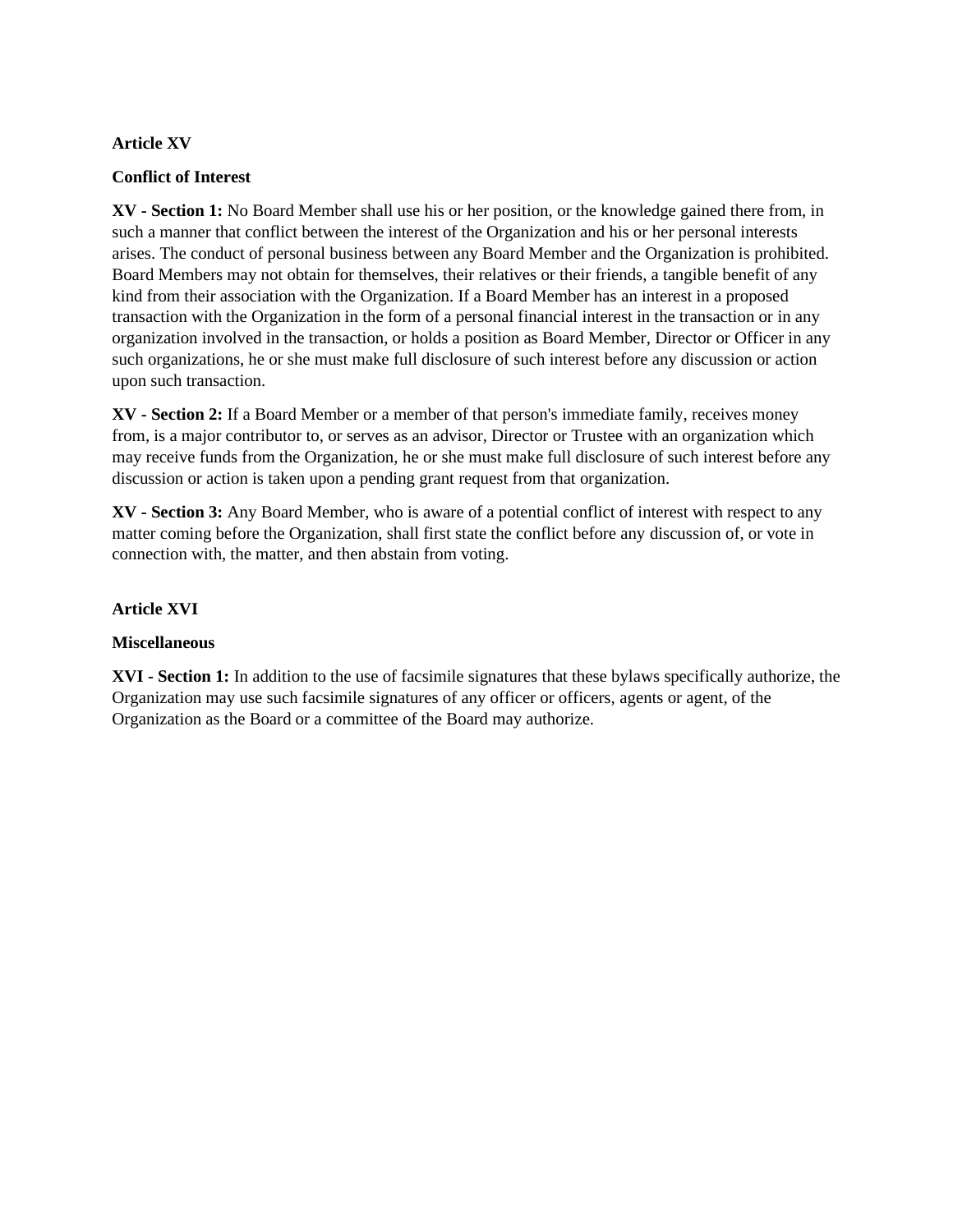**Article XV**

**Conflict of Interest**

**XV - Section 1:** No Board Member shall use his or her position, or the knowledge gained there from, in such a manner that conflict between the interest of the Organization and his or her personal interests arises. The conduct of personal business between any Board Member and the Organization is prohibited. Board Members may not obtain for themselves, their relatives or their friends, a tangible benefit of any kind from their association with the Organization. If a Board Member has an interest in a proposed transaction with the Organization in the form of a personal financial interest in the transaction or in any organization involved in the transaction, or holds a position as Board Member, Director or Officer in any such organizations, he or she must make full disclosure of such interest before any discussion or action upon such transaction.

**XV - Section 2:** If a Board Member or a member of that person's immediate family, receives money from, is a major contributor to, or serves as an advisor, Director or Trustee with an organization which may receive funds from the Organization, he or she must make full disclosure of such interest before any discussion or action is taken upon a pending grant request from that organization.

**XV - Section 3:** Any Board Member, who is aware of a potential conflict of interest with respect to any matter coming before the Organization, shall first state the conflict before any discussion of, or vote in connection with, the matter, and then abstain from voting.

**Article XVI**

**Miscellaneous**

**XVI - Section 1:** In addition to the use of facsimile signatures that these bylaws specifically authorize, the Organization may use such facsimile signatures of any officer or officers, agents or agent, of the Organization as the Board or a committee of the Board may authorize.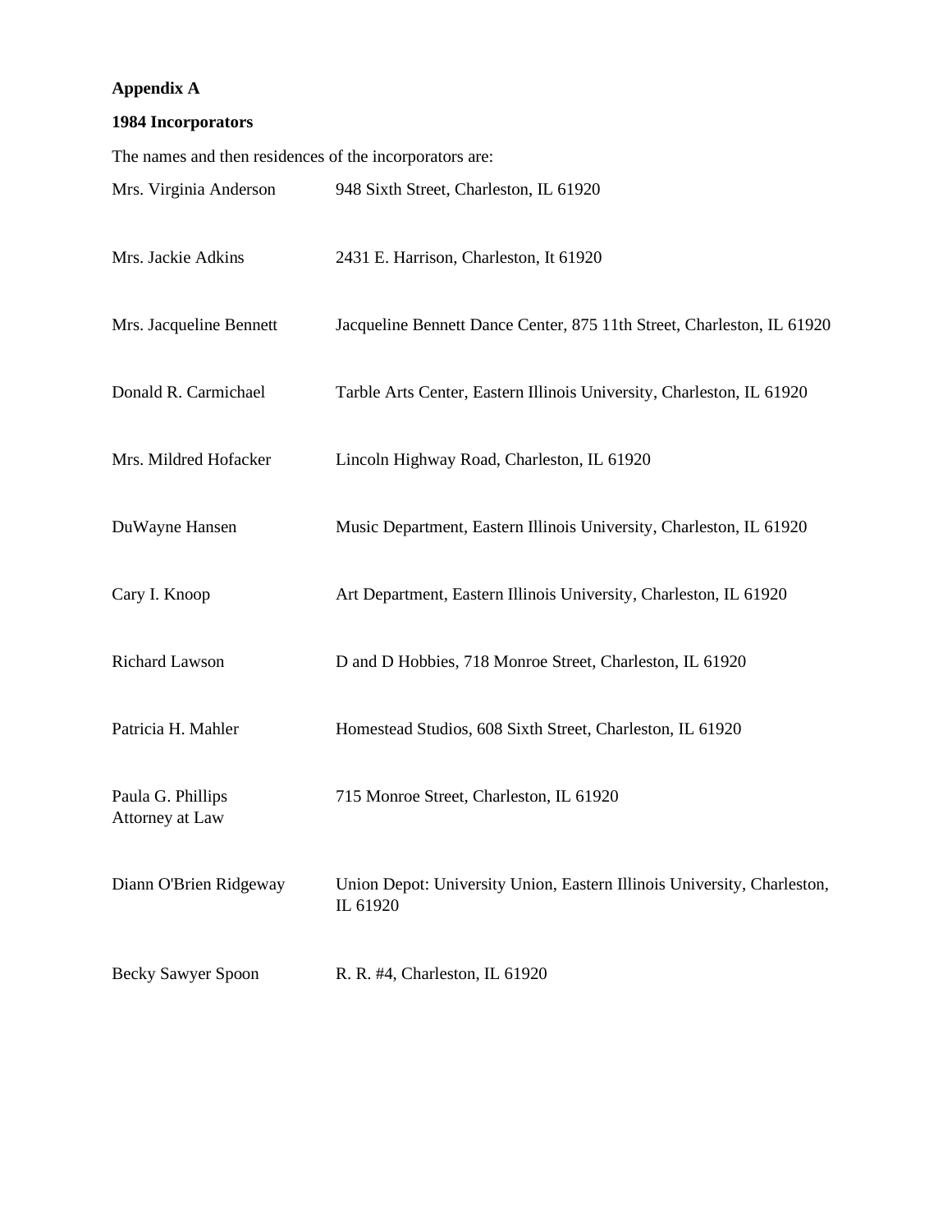**Appendix A**

**1984 Incorporators**

The names and then residences of the incorporators are:

| | |
|---|---|
| Mrs. Virginia Anderson | 948 Sixth Street, Charleston, IL 61920 |
| Mrs. Jackie Adkins | 2431 E. Harrison, Charleston, It 61920 |
| Mrs. Jacqueline Bennett | Jacqueline Bennett Dance Center, 875 11th Street, Charleston, IL 61920 |
| Donald R. Carmichael | Tarble Arts Center, Eastern Illinois University, Charleston, IL 61920 |
| Mrs. Mildred Hofacker | Lincoln Highway Road, Charleston, IL 61920 |
| DuWayne Hansen | Music Department, Eastern Illinois University, Charleston, IL 61920 |
| Cary I. Knoop | Art Department, Eastern Illinois University, Charleston, IL 61920 |
| Richard Lawson | D and D Hobbies, 718 Monroe Street, Charleston, IL 61920 |
| Patricia H. Mahler | Homestead Studios, 608 Sixth Street, Charleston, IL 61920 |
| Paula G. Phillips Attorney at Law | 715 Monroe Street, Charleston, IL 61920 |
| Diann O'Brien Ridgeway | Union Depot: University Union, Eastern Illinois University, Charleston, IL 61920 |
| Becky Sawyer Spoon | R. R. #4, Charleston, IL 61920 |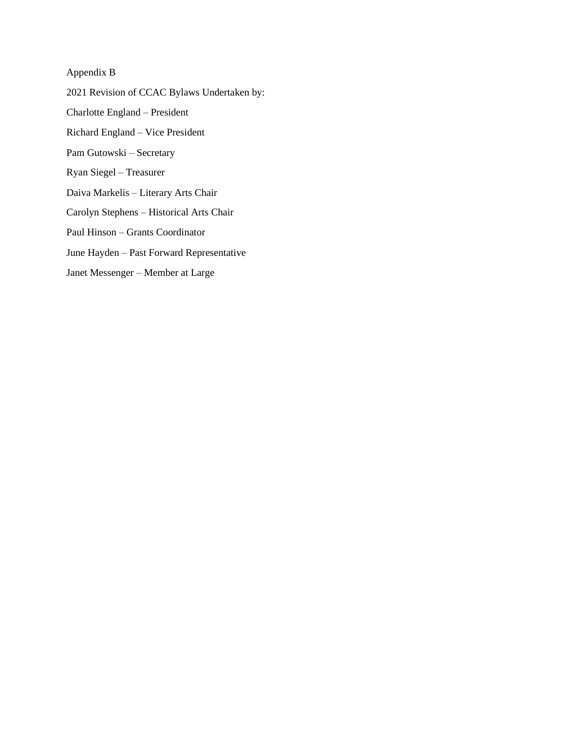Appendix B

2021 Revision of CCAC Bylaws Undertaken by:

Charlotte England – President

Richard England – Vice President

Pam Gutowski – Secretary

Ryan Siegel – Treasurer

Daiva Markelis – Literary Arts Chair

Carolyn Stephens – Historical Arts Chair

Paul Hinson – Grants Coordinator

June Hayden – Past Forward Representative

Janet Messenger – Member at Large